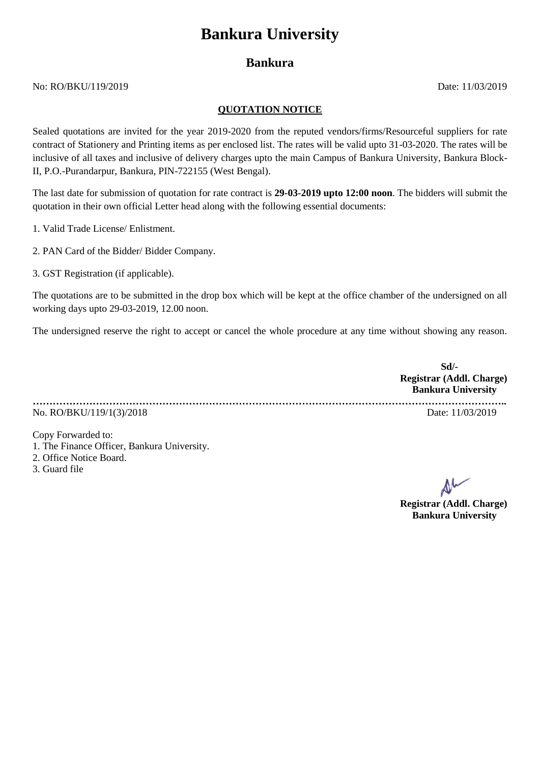# Bankura University

## Bankura

No: RO/BKU/119/2019 Date: 11/03/2019

**QUOTATION NOTICE**

Sealed quotations are invited for the year 2019-2020 from the reputed vendors/firms/Resourceful suppliers for rate contract of Stationery and Printing items as per enclosed list. The rates will be valid upto 31-03-2020. The rates will be inclusive of all taxes and inclusive of delivery charges upto the main Campus of Bankura University, Bankura Block-II, P.O.-Purandarpur, Bankura, PIN-722155 (West Bengal).

The last date for submission of quotation for rate contract is **29-03-2019 upto 12:00 noon**. The bidders will submit the quotation in their own official Letter head along with the following essential documents:

1. Valid Trade License/ Enlistment.
2. PAN Card of the Bidder/ Bidder Company.
3. GST Registration (if applicable).

The quotations are to be submitted in the drop box which will be kept at the office chamber of the undersigned on all working days upto 29-03-2019, 12.00 noon.

The undersigned reserve the right to accept or cancel the whole procedure at any time without showing any reason.

**Sd/-**
**Registrar (Addl. Charge)**
**Bankura University**

……………………………………………………………………………………………………………………..

No. RO/BKU/119/1(3)/2018 Date: 11/03/2019

Copy Forwarded to:

1. The Finance Officer, Bankura University.
2. Office Notice Board.
3. Guard file

**Registrar (Addl. Charge)**
**Bankura University**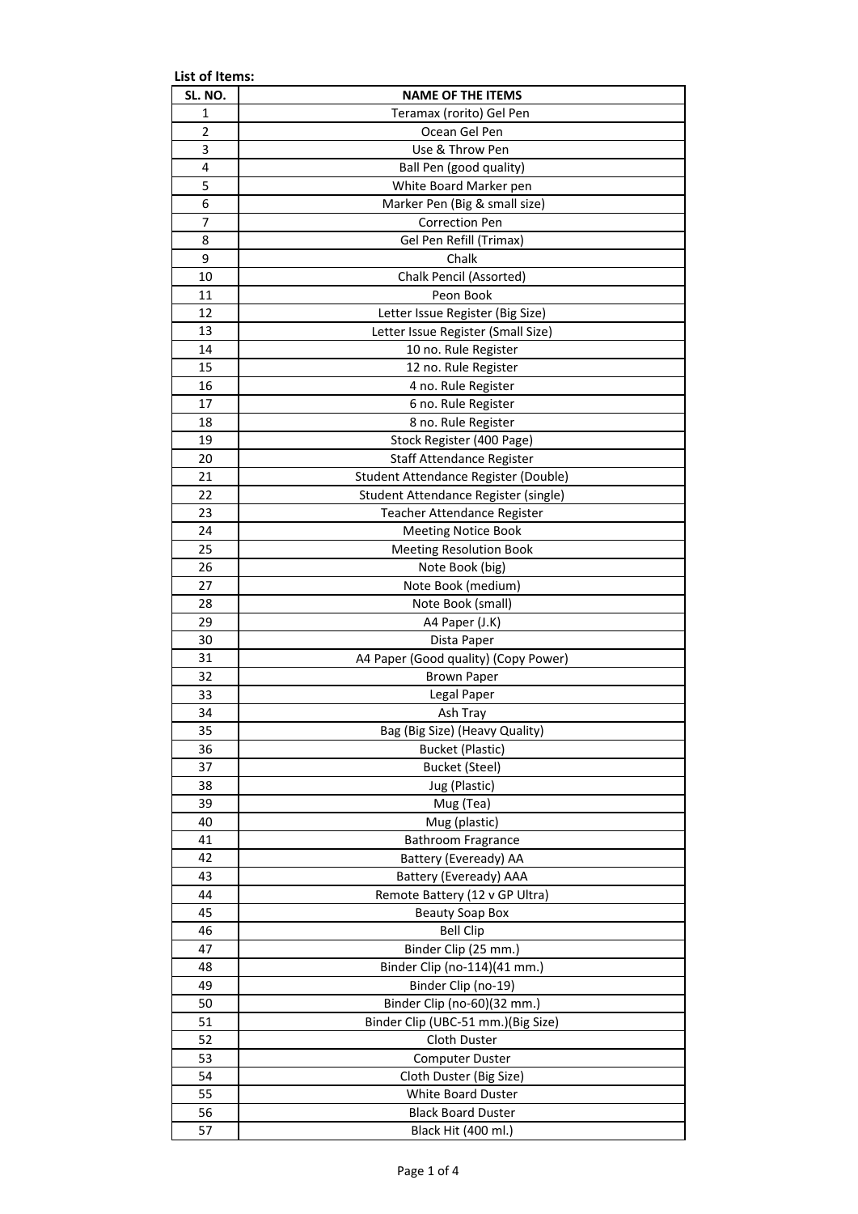**List of Items:**

| SL. NO. | NAME OF THE ITEMS |
|---|---|
| 1 | Teramax (rorito) Gel Pen |
| 2 | Ocean Gel Pen |
| 3 | Use & Throw Pen |
| 4 | Ball Pen (good quality) |
| 5 | White Board Marker pen |
| 6 | Marker Pen (Big & small size) |
| 7 | Correction Pen |
| 8 | Gel Pen Refill (Trimax) |
| 9 | Chalk |
| 10 | Chalk Pencil (Assorted) |
| 11 | Peon Book |
| 12 | Letter Issue Register (Big Size) |
| 13 | Letter Issue Register (Small Size) |
| 14 | 10 no. Rule Register |
| 15 | 12 no. Rule Register |
| 16 | 4 no. Rule Register |
| 17 | 6 no. Rule Register |
| 18 | 8 no. Rule Register |
| 19 | Stock Register (400 Page) |
| 20 | Staff Attendance Register |
| 21 | Student Attendance Register (Double) |
| 22 | Student Attendance Register (single) |
| 23 | Teacher Attendance Register |
| 24 | Meeting Notice Book |
| 25 | Meeting Resolution Book |
| 26 | Note Book (big) |
| 27 | Note Book (medium) |
| 28 | Note Book (small) |
| 29 | A4 Paper (J.K) |
| 30 | Dista Paper |
| 31 | A4 Paper (Good quality) (Copy Power) |
| 32 | Brown Paper |
| 33 | Legal Paper |
| 34 | Ash Tray |
| 35 | Bag (Big Size) (Heavy Quality) |
| 36 | Bucket (Plastic) |
| 37 | Bucket (Steel) |
| 38 | Jug (Plastic) |
| 39 | Mug (Tea) |
| 40 | Mug (plastic) |
| 41 | Bathroom Fragrance |
| 42 | Battery (Eveready) AA |
| 43 | Battery (Eveready) AAA |
| 44 | Remote Battery (12 v GP Ultra) |
| 45 | Beauty Soap Box |
| 46 | Bell Clip |
| 47 | Binder Clip (25 mm.) |
| 48 | Binder Clip (no-114)(41 mm.) |
| 49 | Binder Clip (no-19) |
| 50 | Binder Clip (no-60)(32 mm.) |
| 51 | Binder Clip (UBC-51 mm.)(Big Size) |
| 52 | Cloth Duster |
| 53 | Computer Duster |
| 54 | Cloth Duster (Big Size) |
| 55 | White Board Duster |
| 56 | Black Board Duster |
| 57 | Black Hit (400 ml.) |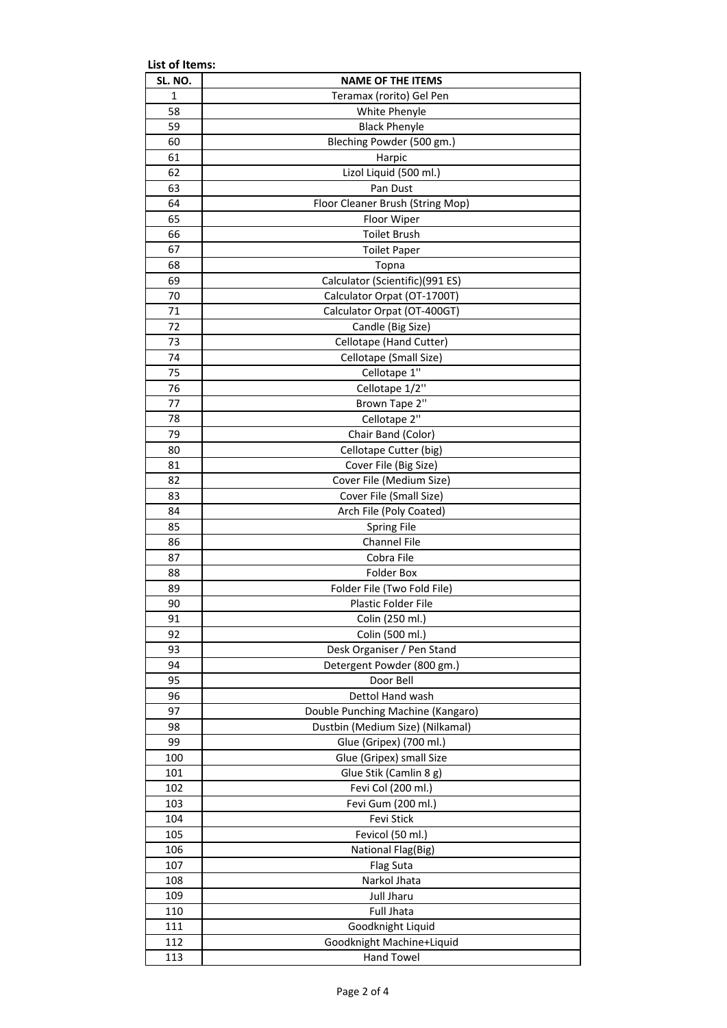**List of Items:**

| SL. NO. | NAME OF THE ITEMS |
|---|---|
| 1 | Teramax (rorito) Gel Pen |
| 58 | White Phenyle |
| 59 | Black Phenyle |
| 60 | Bleching Powder (500 gm.) |
| 61 | Harpic |
| 62 | Lizol Liquid (500 ml.) |
| 63 | Pan Dust |
| 64 | Floor Cleaner Brush (String Mop) |
| 65 | Floor Wiper |
| 66 | Toilet Brush |
| 67 | Toilet Paper |
| 68 | Topna |
| 69 | Calculator (Scientific)(991 ES) |
| 70 | Calculator Orpat (OT-1700T) |
| 71 | Calculator Orpat (OT-400GT) |
| 72 | Candle (Big Size) |
| 73 | Cellotape (Hand Cutter) |
| 74 | Cellotape (Small Size) |
| 75 | Cellotape 1'' |
| 76 | Cellotape 1/2'' |
| 77 | Brown Tape 2'' |
| 78 | Cellotape 2'' |
| 79 | Chair Band (Color) |
| 80 | Cellotape Cutter (big) |
| 81 | Cover File (Big Size) |
| 82 | Cover File (Medium Size) |
| 83 | Cover File (Small Size) |
| 84 | Arch File (Poly Coated) |
| 85 | Spring File |
| 86 | Channel File |
| 87 | Cobra File |
| 88 | Folder Box |
| 89 | Folder File (Two Fold File) |
| 90 | Plastic Folder File |
| 91 | Colin (250 ml.) |
| 92 | Colin (500 ml.) |
| 93 | Desk Organiser / Pen Stand |
| 94 | Detergent Powder (800 gm.) |
| 95 | Door Bell |
| 96 | Dettol Hand wash |
| 97 | Double Punching Machine (Kangaro) |
| 98 | Dustbin (Medium Size) (Nilkamal) |
| 99 | Glue (Gripex) (700 ml.) |
| 100 | Glue (Gripex) small Size |
| 101 | Glue Stik (Camlin 8 g) |
| 102 | Fevi Col (200 ml.) |
| 103 | Fevi Gum (200 ml.) |
| 104 | Fevi Stick |
| 105 | Fevicol (50 ml.) |
| 106 | National Flag(Big) |
| 107 | Flag Suta |
| 108 | Narkol Jhata |
| 109 | Jull Jharu |
| 110 | Full Jhata |
| 111 | Goodknight Liquid |
| 112 | Goodknight Machine+Liquid |
| 113 | Hand Towel |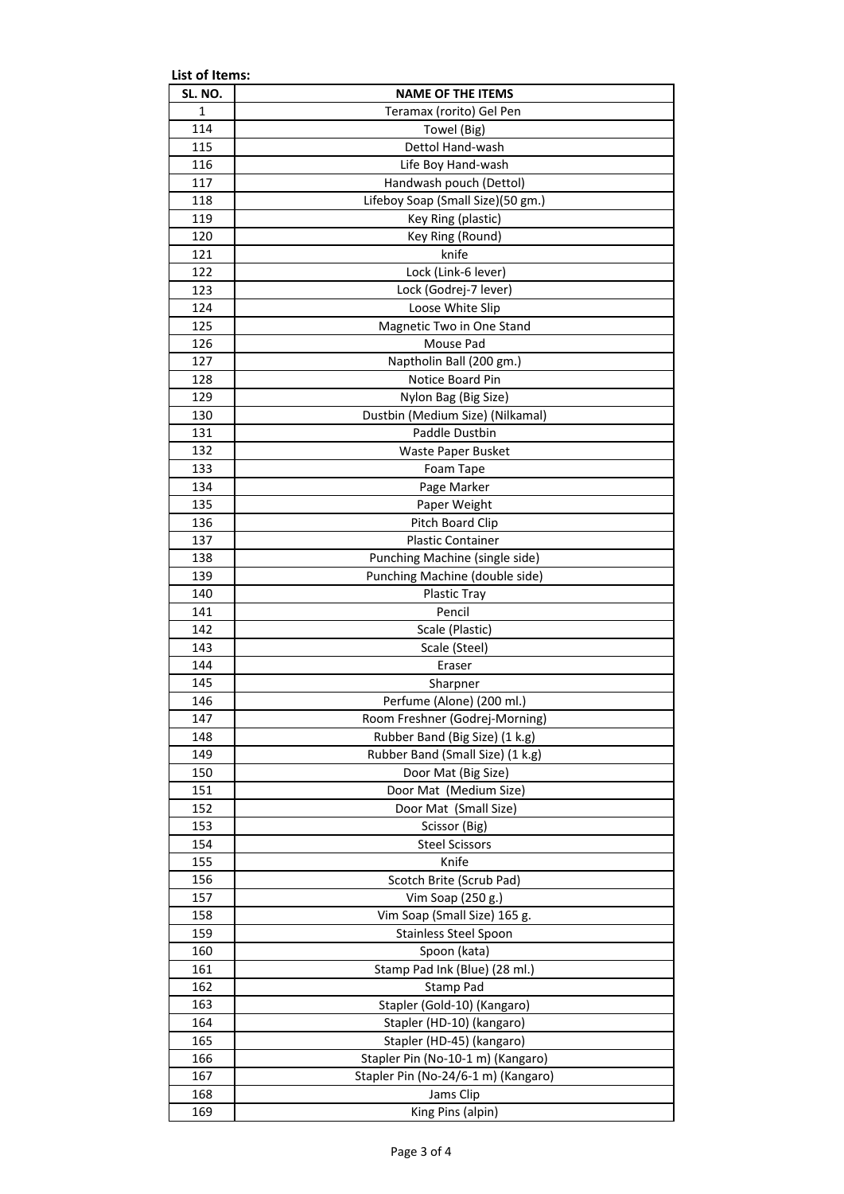**List of Items:**

| SL. NO. | NAME OF THE ITEMS |
|---|---|
| 1 | Teramax (rorito) Gel Pen |
| 114 | Towel (Big) |
| 115 | Dettol Hand-wash |
| 116 | Life Boy Hand-wash |
| 117 | Handwash pouch (Dettol) |
| 118 | Lifeboy Soap (Small Size)(50 gm.) |
| 119 | Key Ring (plastic) |
| 120 | Key Ring (Round) |
| 121 | knife |
| 122 | Lock (Link-6 lever) |
| 123 | Lock (Godrej-7 lever) |
| 124 | Loose White Slip |
| 125 | Magnetic Two in One Stand |
| 126 | Mouse Pad |
| 127 | Naptholin Ball (200 gm.) |
| 128 | Notice Board Pin |
| 129 | Nylon Bag (Big Size) |
| 130 | Dustbin (Medium Size) (Nilkamal) |
| 131 | Paddle Dustbin |
| 132 | Waste Paper Busket |
| 133 | Foam Tape |
| 134 | Page Marker |
| 135 | Paper Weight |
| 136 | Pitch Board Clip |
| 137 | Plastic Container |
| 138 | Punching Machine (single side) |
| 139 | Punching Machine (double side) |
| 140 | Plastic Tray |
| 141 | Pencil |
| 142 | Scale (Plastic) |
| 143 | Scale (Steel) |
| 144 | Eraser |
| 145 | Sharpner |
| 146 | Perfume (Alone) (200 ml.) |
| 147 | Room Freshner (Godrej-Morning) |
| 148 | Rubber Band (Big Size) (1 k.g) |
| 149 | Rubber Band (Small Size) (1 k.g) |
| 150 | Door Mat (Big Size) |
| 151 | Door Mat (Medium Size) |
| 152 | Door Mat (Small Size) |
| 153 | Scissor (Big) |
| 154 | Steel Scissors |
| 155 | Knife |
| 156 | Scotch Brite (Scrub Pad) |
| 157 | Vim Soap (250 g.) |
| 158 | Vim Soap (Small Size) 165 g. |
| 159 | Stainless Steel Spoon |
| 160 | Spoon (kata) |
| 161 | Stamp Pad Ink (Blue) (28 ml.) |
| 162 | Stamp Pad |
| 163 | Stapler (Gold-10) (Kangaro) |
| 164 | Stapler (HD-10) (kangaro) |
| 165 | Stapler (HD-45) (kangaro) |
| 166 | Stapler Pin (No-10-1 m) (Kangaro) |
| 167 | Stapler Pin (No-24/6-1 m) (Kangaro) |
| 168 | Jams Clip |
| 169 | King Pins (alpin) |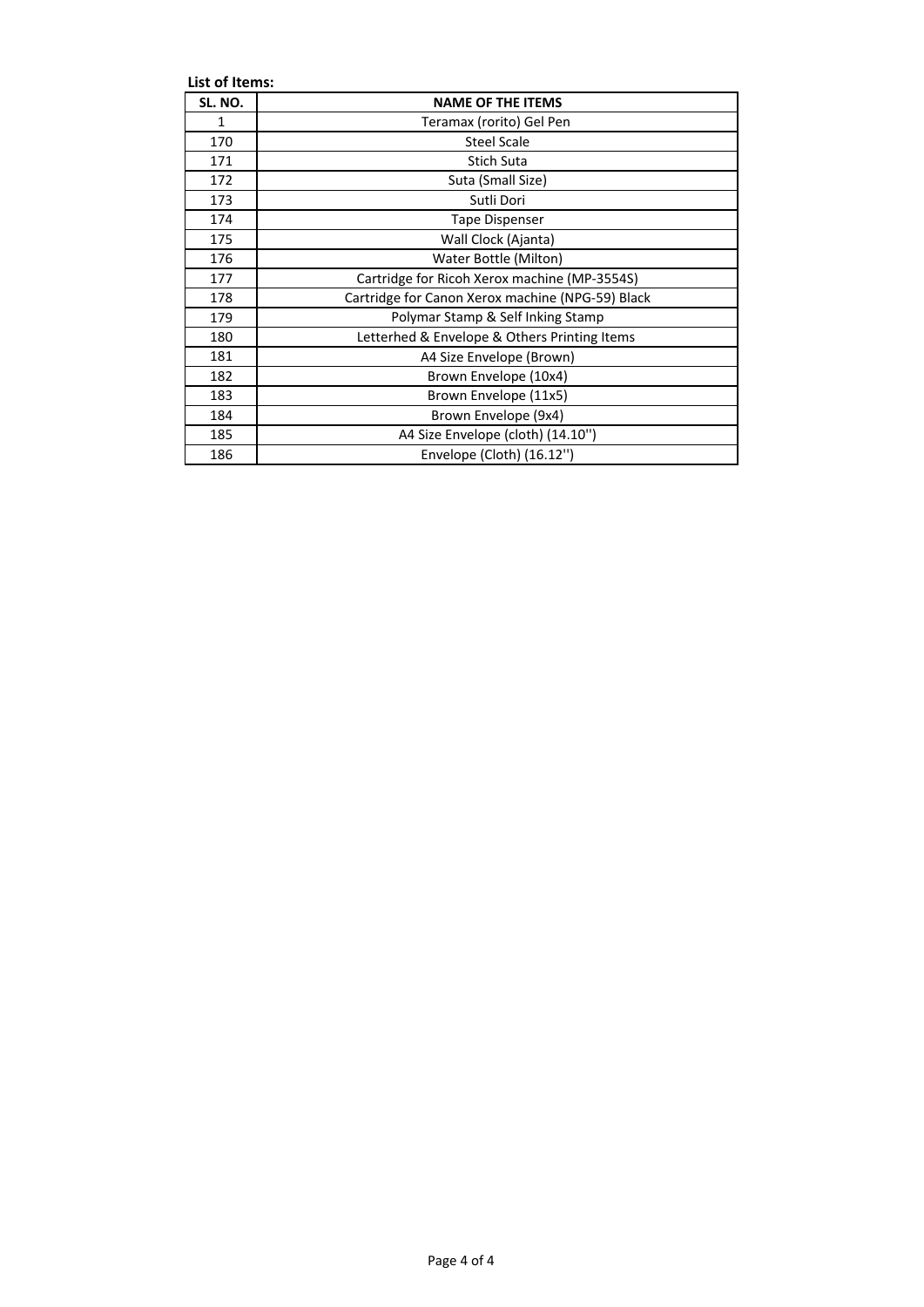**List of Items:**

| SL. NO. | NAME OF THE ITEMS |
|---|---|
| 1 | Teramax (rorito) Gel Pen |
| 170 | Steel Scale |
| 171 | Stich Suta |
| 172 | Suta (Small Size) |
| 173 | Sutli Dori |
| 174 | Tape Dispenser |
| 175 | Wall Clock (Ajanta) |
| 176 | Water Bottle (Milton) |
| 177 | Cartridge for Ricoh Xerox machine (MP-3554S) |
| 178 | Cartridge for Canon Xerox machine (NPG-59) Black |
| 179 | Polymar Stamp & Self Inking Stamp |
| 180 | Letterhed & Envelope & Others Printing Items |
| 181 | A4 Size Envelope (Brown) |
| 182 | Brown Envelope (10x4) |
| 183 | Brown Envelope (11x5) |
| 184 | Brown Envelope (9x4) |
| 185 | A4 Size Envelope (cloth) (14.10'') |
| 186 | Envelope (Cloth) (16.12'') |